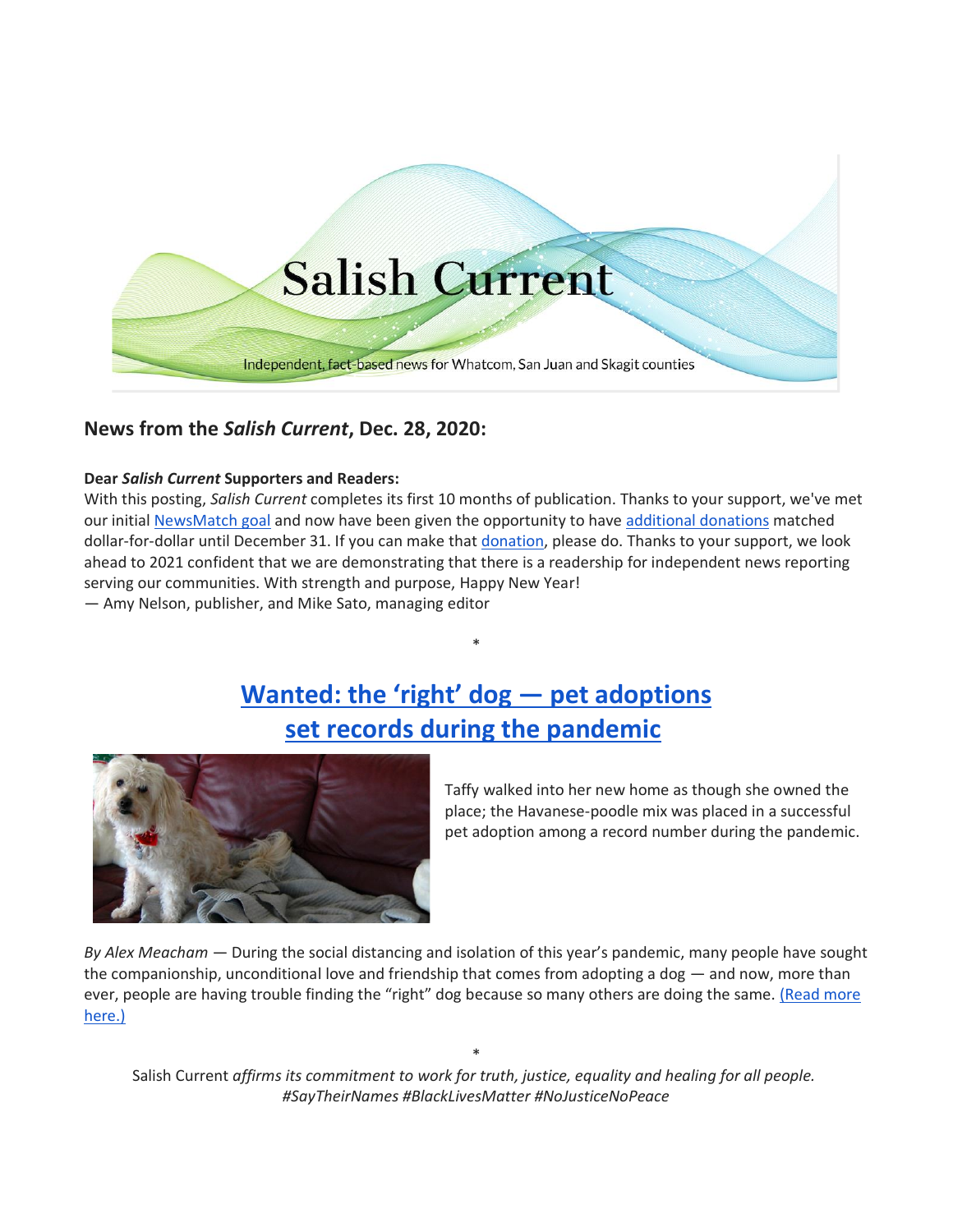Salish Current

Independent, fact-based news for Whatcom, San Juan and Skagit counties

## News from the *Salish Current*, Dec. 28, 2020:

**Dear *Salish Current* Supporters and Readers:**
With this posting, *Salish Current* completes its first 10 months of publication. Thanks to your support, we've met our initial NewsMatch goal and now have been given the opportunity to have additional donations matched dollar-for-dollar until December 31. If you can make that donation, please do. Thanks to your support, we look ahead to 2021 confident that we are demonstrating that there is a readership for independent news reporting serving our communities. With strength and purpose, Happy New Year!
— Amy Nelson, publisher, and Mike Sato, managing editor

*

## Wanted: the 'right' dog — pet adoptions set records during the pandemic

Taffy walked into her new home as though she owned the place; the Havanese-poodle mix was placed in a successful pet adoption among a record number during the pandemic.

*By Alex Meacham* — During the social distancing and isolation of this year's pandemic, many people have sought the companionship, unconditional love and friendship that comes from adopting a dog — and now, more than ever, people are having trouble finding the "right" dog because so many others are doing the same. (Read more here.)

*

Salish Current *affirms its commitment to work for truth, justice, equality and healing for all people.*
*#SayTheirNames #BlackLivesMatter #NoJusticeNoPeace*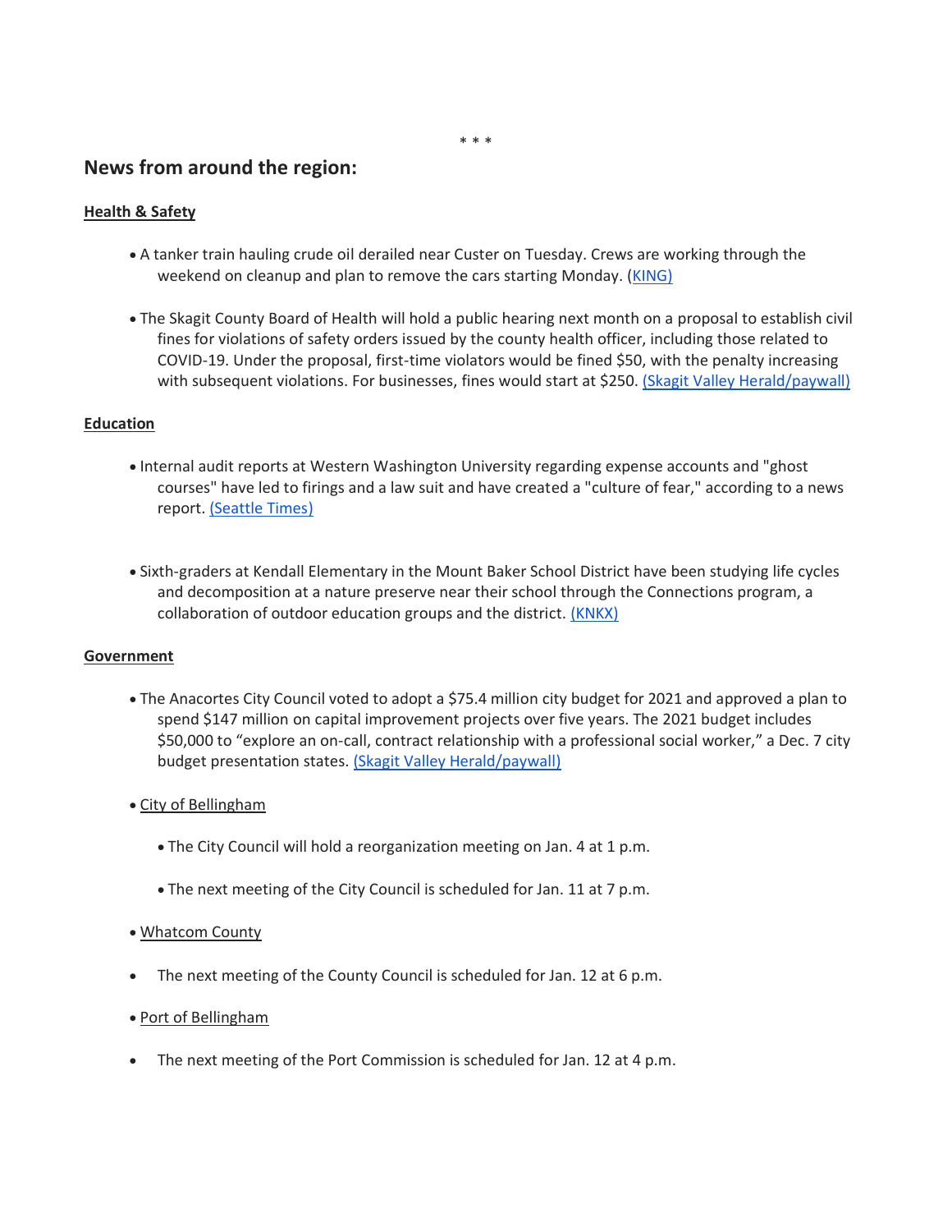\* \* \*

## News from around the region:

### Health & Safety

- A tanker train hauling crude oil derailed near Custer on Tuesday. Crews are working through the weekend on cleanup and plan to remove the cars starting Monday. (KING)

- The Skagit County Board of Health will hold a public hearing next month on a proposal to establish civil fines for violations of safety orders issued by the county health officer, including those related to COVID-19. Under the proposal, first-time violators would be fined $50, with the penalty increasing with subsequent violations. For businesses, fines would start at $250. (Skagit Valley Herald/paywall)

### Education

- Internal audit reports at Western Washington University regarding expense accounts and "ghost courses" have led to firings and a law suit and have created a "culture of fear," according to a news report. (Seattle Times)

- Sixth-graders at Kendall Elementary in the Mount Baker School District have been studying life cycles and decomposition at a nature preserve near their school through the Connections program, a collaboration of outdoor education groups and the district. (KNKX)

### Government

- The Anacortes City Council voted to adopt a $75.4 million city budget for 2021 and approved a plan to spend $147 million on capital improvement projects over five years. The 2021 budget includes $50,000 to “explore an on-call, contract relationship with a professional social worker,” a Dec. 7 city budget presentation states. (Skagit Valley Herald/paywall)

- City of Bellingham
  - The City Council will hold a reorganization meeting on Jan. 4 at 1 p.m.
  - The next meeting of the City Council is scheduled for Jan. 11 at 7 p.m.

- Whatcom County
- The next meeting of the County Council is scheduled for Jan. 12 at 6 p.m.

- Port of Bellingham
- The next meeting of the Port Commission is scheduled for Jan. 12 at 4 p.m.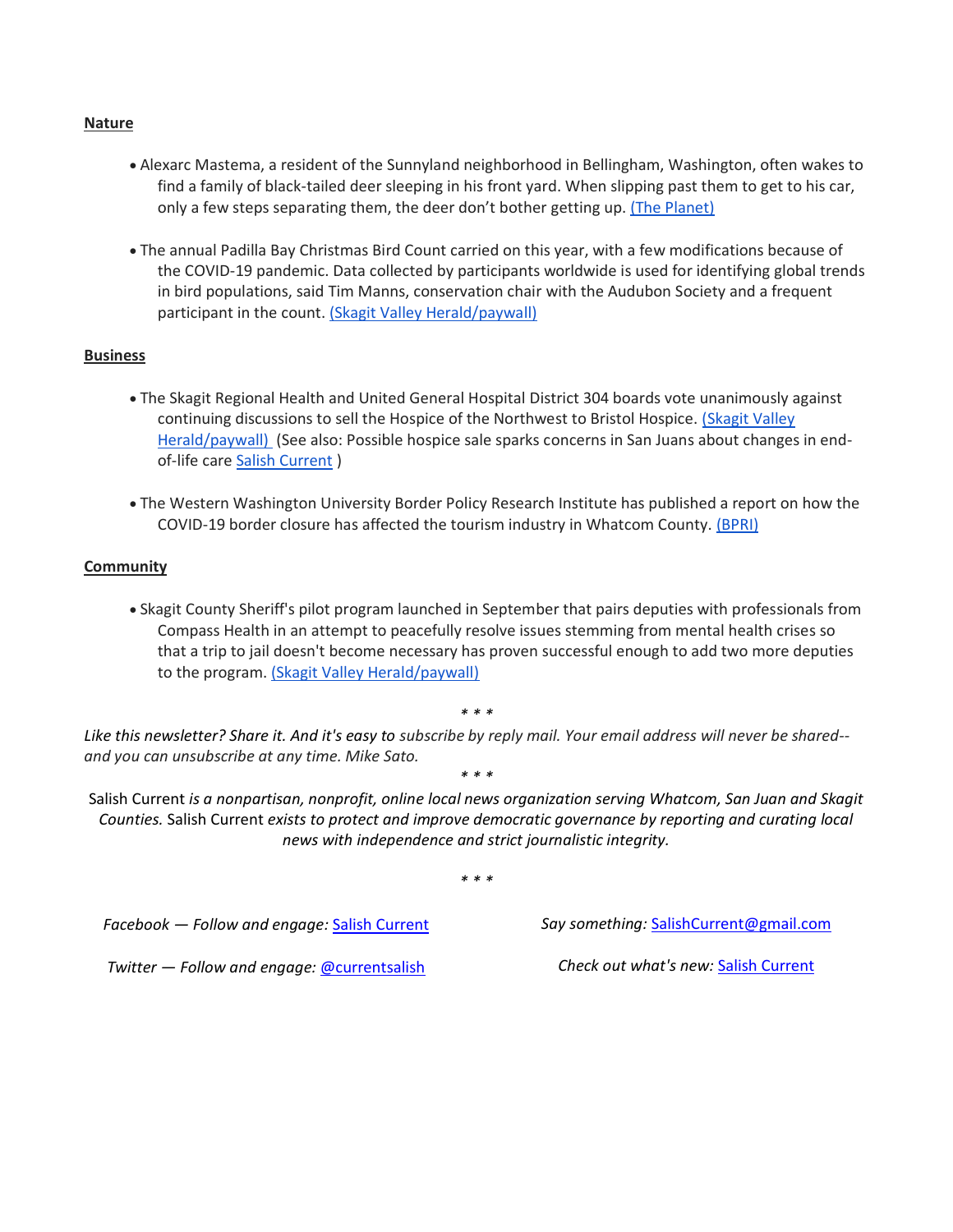**Nature**

- Alexarc Mastema, a resident of the Sunnyland neighborhood in Bellingham, Washington, often wakes to find a family of black-tailed deer sleeping in his front yard. When slipping past them to get to his car, only a few steps separating them, the deer don't bother getting up. (The Planet)

- The annual Padilla Bay Christmas Bird Count carried on this year, with a few modifications because of the COVID-19 pandemic. Data collected by participants worldwide is used for identifying global trends in bird populations, said Tim Manns, conservation chair with the Audubon Society and a frequent participant in the count. (Skagit Valley Herald/paywall)

**Business**

- The Skagit Regional Health and United General Hospital District 304 boards vote unanimously against continuing discussions to sell the Hospice of the Northwest to Bristol Hospice. (Skagit Valley Herald/paywall) (See also: Possible hospice sale sparks concerns in San Juans about changes in end-of-life care Salish Current )

- The Western Washington University Border Policy Research Institute has published a report on how the COVID-19 border closure has affected the tourism industry in Whatcom County. (BPRI)

**Community**

- Skagit County Sheriff's pilot program launched in September that pairs deputies with professionals from Compass Health in an attempt to peacefully resolve issues stemming from mental health crises so that a trip to jail doesn't become necessary has proven successful enough to add two more deputies to the program. (Skagit Valley Herald/paywall)

\* \* \*

*Like this newsletter? Share it. And it's easy to subscribe by reply mail. Your email address will never be shared--and you can unsubscribe at any time. Mike Sato.*

\* \* \*

Salish Current *is a nonpartisan, nonprofit, online local news organization serving Whatcom, San Juan and Skagit Counties.* Salish Current *exists to protect and improve democratic governance by reporting and curating local news with independence and strict journalistic integrity.*

\* \* \*

*Facebook — Follow and engage:* Salish Current

*Twitter — Follow and engage:* @currentsalish

*Say something:* SalishCurrent@gmail.com

*Check out what's new:* Salish Current